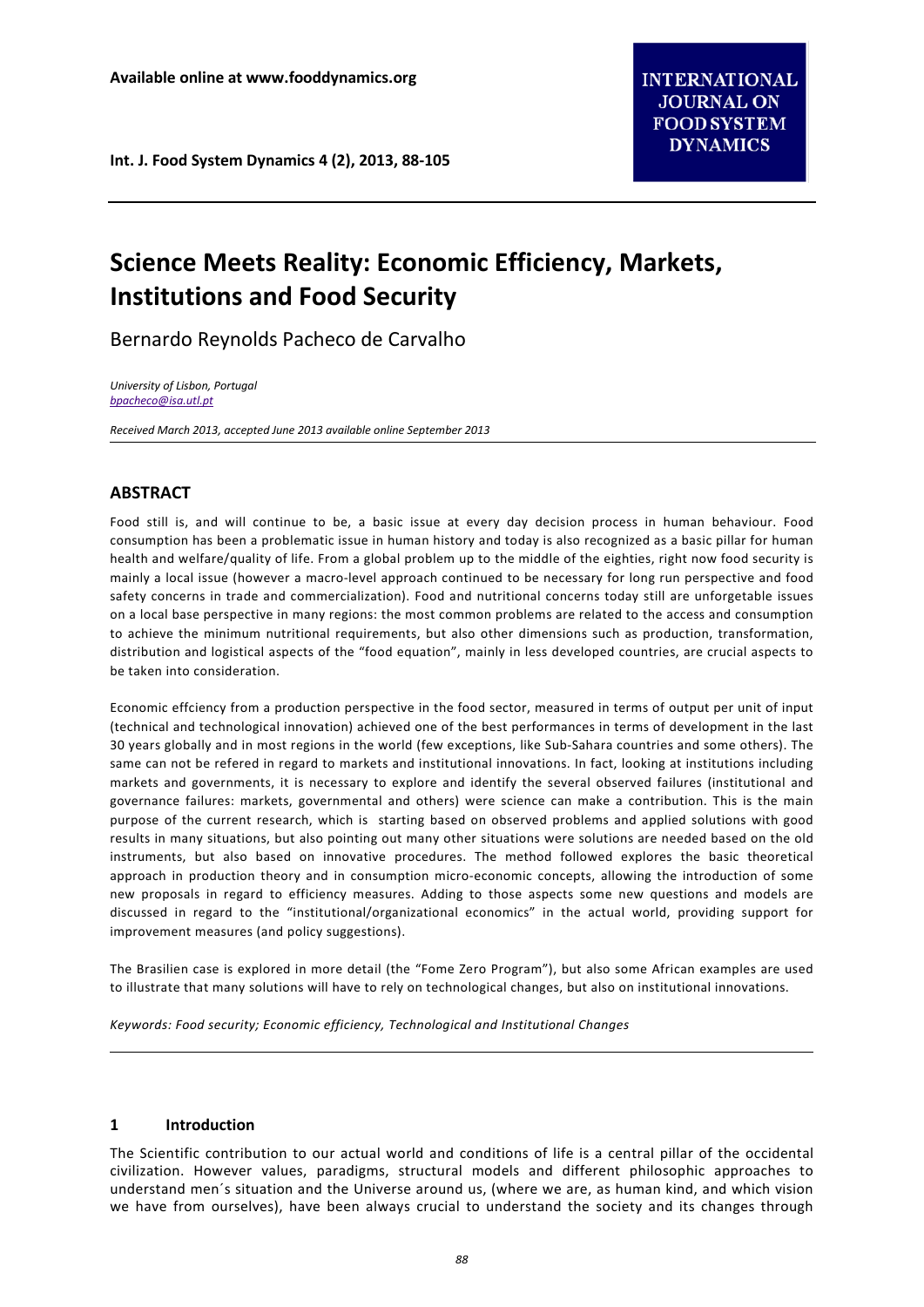Available online at www.fooddynamics.org

# Science Meets Reality: Economic Efficiency, Markets, Institutions and Food Security

Bernardo Reynolds Pacheco de Carvalho

*University of Lisbon, Portugal*
*bpacheco@isa.utl.pt*

*Received March 2013, accepted June 2013 available online September 2013*

## ABSTRACT

Food still is, and will continue to be, a basic issue at every day decision process in human behaviour. Food consumption has been a problematic issue in human history and today is also recognized as a basic pillar for human health and welfare/quality of life. From a global problem up to the middle of the eighties, right now food security is mainly a local issue (however a macro-level approach continued to be necessary for long run perspective and food safety concerns in trade and commercialization). Food and nutritional concerns today still are unforgetable issues on a local base perspective in many regions: the most common problems are related to the access and consumption to achieve the minimum nutritional requirements, but also other dimensions such as production, transformation, distribution and logistical aspects of the "food equation", mainly in less developed countries, are crucial aspects to be taken into consideration.

Economic effciency from a production perspective in the food sector, measured in terms of output per unit of input (technical and technological innovation) achieved one of the best performances in terms of development in the last 30 years globally and in most regions in the world (few exceptions, like Sub-Sahara countries and some others). The same can not be refered in regard to markets and institutional innovations. In fact, looking at institutions including markets and governments, it is necessary to explore and identify the several observed failures (institutional and governance failures: markets, governmental and others) were science can make a contribution. This is the main purpose of the current research, which is starting based on observed problems and applied solutions with good results in many situations, but also pointing out many other situations were solutions are needed based on the old instruments, but also based on innovative procedures. The method followed explores the basic theoretical approach in production theory and in consumption micro-economic concepts, allowing the introduction of some new proposals in regard to efficiency measures. Adding to those aspects some new questions and models are discussed in regard to the "institutional/organizational economics" in the actual world, providing support for improvement measures (and policy suggestions).

The Brasilien case is explored in more detail (the "Fome Zero Program"), but also some African examples are used to illustrate that many solutions will have to rely on technological changes, but also on institutional innovations.

*Keywords: Food security; Economic efficiency, Technological and Institutional Changes*

## 1 Introduction

The Scientific contribution to our actual world and conditions of life is a central pillar of the occidental civilization. However values, paradigms, structural models and different philosophic approaches to understand men´s situation and the Universe around us, (where we are, as human kind, and which vision we have from ourselves), have been always crucial to understand the society and its changes through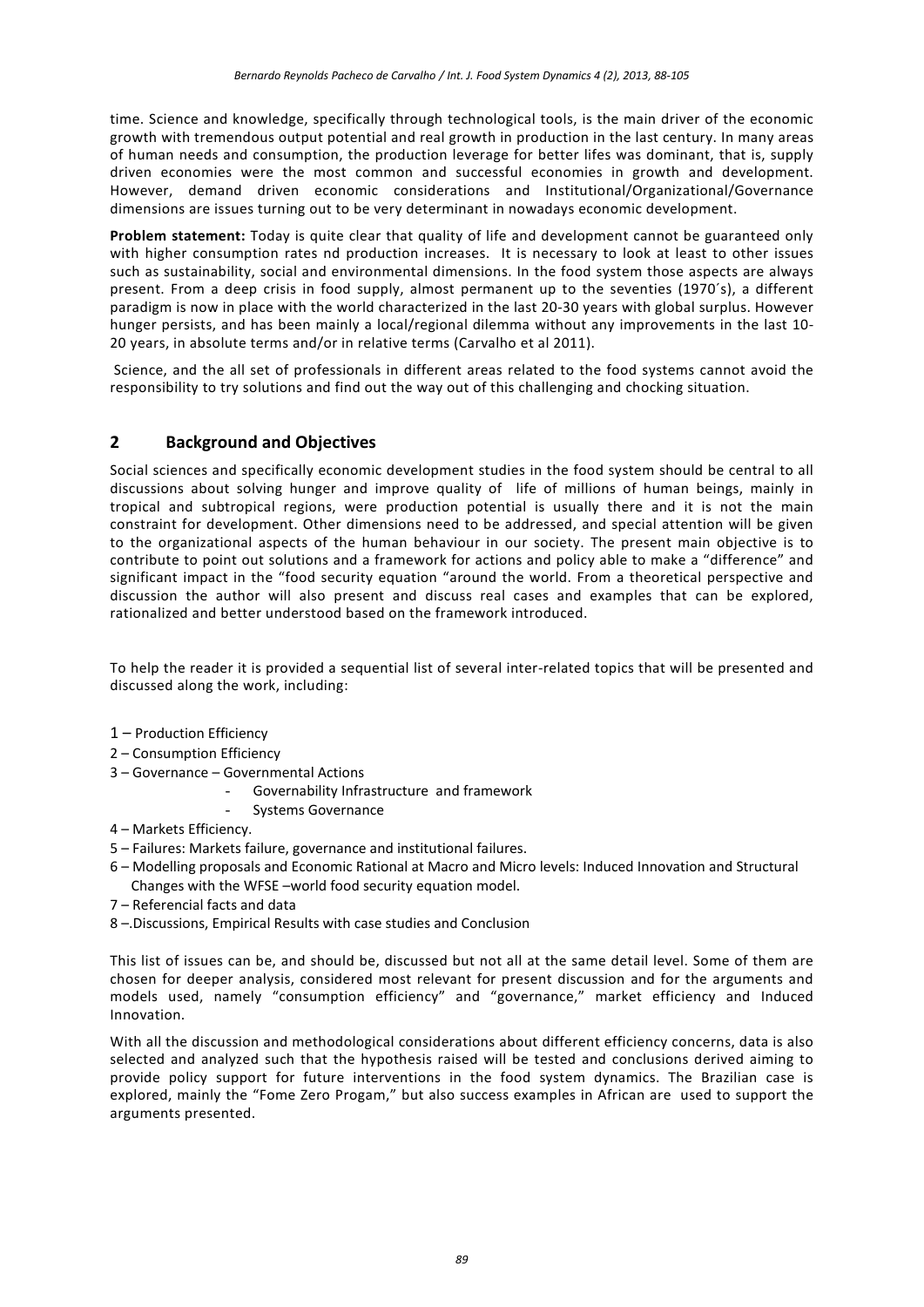time. Science and knowledge, specifically through technological tools, is the main driver of the economic growth with tremendous output potential and real growth in production in the last century. In many areas of human needs and consumption, the production leverage for better lifes was dominant, that is, supply driven economies were the most common and successful economies in growth and development. However, demand driven economic considerations and Institutional/Organizational/Governance dimensions are issues turning out to be very determinant in nowadays economic development.

**Problem statement:** Today is quite clear that quality of life and development cannot be guaranteed only with higher consumption rates nd production increases. It is necessary to look at least to other issues such as sustainability, social and environmental dimensions. In the food system those aspects are always present. From a deep crisis in food supply, almost permanent up to the seventies (1970´s), a different paradigm is now in place with the world characterized in the last 20-30 years with global surplus. However hunger persists, and has been mainly a local/regional dilemma without any improvements in the last 10-20 years, in absolute terms and/or in relative terms (Carvalho et al 2011).

Science, and the all set of professionals in different areas related to the food systems cannot avoid the responsibility to try solutions and find out the way out of this challenging and chocking situation.

## 2 Background and Objectives

Social sciences and specifically economic development studies in the food system should be central to all discussions about solving hunger and improve quality of life of millions of human beings, mainly in tropical and subtropical regions, were production potential is usually there and it is not the main constraint for development. Other dimensions need to be addressed, and special attention will be given to the organizational aspects of the human behaviour in our society. The present main objective is to contribute to point out solutions and a framework for actions and policy able to make a "difference" and significant impact in the "food security equation "around the world. From a theoretical perspective and discussion the author will also present and discuss real cases and examples that can be explored, rationalized and better understood based on the framework introduced.

To help the reader it is provided a sequential list of several inter-related topics that will be presented and discussed along the work, including:

1 – Production Efficiency
2 – Consumption Efficiency
3 – Governance – Governmental Actions
- Governability Infrastructure and framework
- Systems Governance

4 – Markets Efficiency.
5 – Failures: Markets failure, governance and institutional failures.
6 – Modelling proposals and Economic Rational at Macro and Micro levels: Induced Innovation and Structural Changes with the WFSE –world food security equation model.
7 – Referencial facts and data
8 –.Discussions, Empirical Results with case studies and Conclusion

This list of issues can be, and should be, discussed but not all at the same detail level. Some of them are chosen for deeper analysis, considered most relevant for present discussion and for the arguments and models used, namely "consumption efficiency" and "governance," market efficiency and Induced Innovation.

With all the discussion and methodological considerations about different efficiency concerns, data is also selected and analyzed such that the hypothesis raised will be tested and conclusions derived aiming to provide policy support for future interventions in the food system dynamics. The Brazilian case is explored, mainly the "Fome Zero Progam," but also success examples in African are used to support the arguments presented.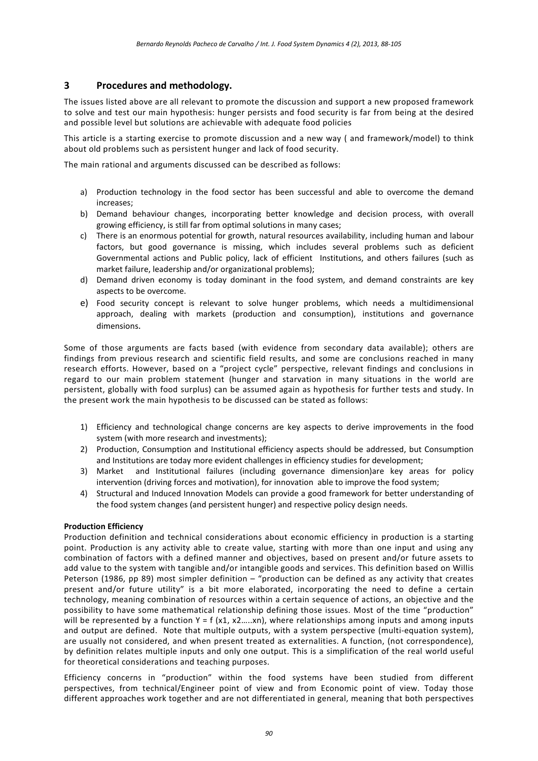## 3 Procedures and methodology.

The issues listed above are all relevant to promote the discussion and support a new proposed framework to solve and test our main hypothesis: hunger persists and food security is far from being at the desired and possible level but solutions are achievable with adequate food policies

This article is a starting exercise to promote discussion and a new way ( and framework/model) to think about old problems such as persistent hunger and lack of food security.

The main rational and arguments discussed can be described as follows:

a) Production technology in the food sector has been successful and able to overcome the demand increases;
b) Demand behaviour changes, incorporating better knowledge and decision process, with overall growing efficiency, is still far from optimal solutions in many cases;
c) There is an enormous potential for growth, natural resources availability, including human and labour factors, but good governance is missing, which includes several problems such as deficient Governmental actions and Public policy, lack of efficient Institutions, and others failures (such as market failure, leadership and/or organizational problems);
d) Demand driven economy is today dominant in the food system, and demand constraints are key aspects to be overcome.
e) Food security concept is relevant to solve hunger problems, which needs a multidimensional approach, dealing with markets (production and consumption), institutions and governance dimensions.

Some of those arguments are facts based (with evidence from secondary data available); others are findings from previous research and scientific field results, and some are conclusions reached in many research efforts. However, based on a "project cycle" perspective, relevant findings and conclusions in regard to our main problem statement (hunger and starvation in many situations in the world are persistent, globally with food surplus) can be assumed again as hypothesis for further tests and study. In the present work the main hypothesis to be discussed can be stated as follows:

1) Efficiency and technological change concerns are key aspects to derive improvements in the food system (with more research and investments);
2) Production, Consumption and Institutional efficiency aspects should be addressed, but Consumption and Institutions are today more evident challenges in efficiency studies for development;
3) Market and Institutional failures (including governance dimension)are key areas for policy intervention (driving forces and motivation), for innovation able to improve the food system;
4) Structural and Induced Innovation Models can provide a good framework for better understanding of the food system changes (and persistent hunger) and respective policy design needs.

**Production Efficiency**

Production definition and technical considerations about economic efficiency in production is a starting point. Production is any activity able to create value, starting with more than one input and using any combination of factors with a defined manner and objectives, based on present and/or future assets to add value to the system with tangible and/or intangible goods and services. This definition based on Willis Peterson (1986, pp 89) most simpler definition – "production can be defined as any activity that creates present and/or future utility" is a bit more elaborated, incorporating the need to define a certain technology, meaning combination of resources within a certain sequence of actions, an objective and the possibility to have some mathematical relationship defining those issues. Most of the time "production" will be represented by a function $Y = f(x1, x2\ldots..xn)$, where relationships among inputs and among inputs and output are defined. Note that multiple outputs, with a system perspective (multi-equation system), are usually not considered, and when present treated as externalities. A function, (not correspondence), by definition relates multiple inputs and only one output. This is a simplification of the real world useful for theoretical considerations and teaching purposes.

Efficiency concerns in "production" within the food systems have been studied from different perspectives, from technical/Engineer point of view and from Economic point of view. Today those different approaches work together and are not differentiated in general, meaning that both perspectives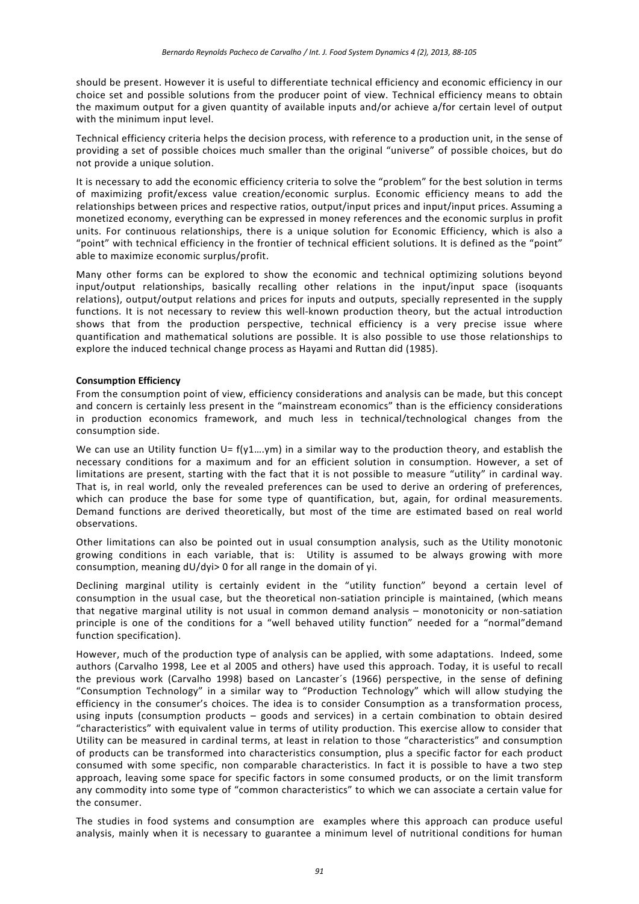should be present. However it is useful to differentiate technical efficiency and economic efficiency in our choice set and possible solutions from the producer point of view. Technical efficiency means to obtain the maximum output for a given quantity of available inputs and/or achieve a/for certain level of output with the minimum input level.

Technical efficiency criteria helps the decision process, with reference to a production unit, in the sense of providing a set of possible choices much smaller than the original "universe" of possible choices, but do not provide a unique solution.

It is necessary to add the economic efficiency criteria to solve the "problem" for the best solution in terms of maximizing profit/excess value creation/economic surplus. Economic efficiency means to add the relationships between prices and respective ratios, output/input prices and input/input prices. Assuming a monetized economy, everything can be expressed in money references and the economic surplus in profit units. For continuous relationships, there is a unique solution for Economic Efficiency, which is also a "point" with technical efficiency in the frontier of technical efficient solutions. It is defined as the "point" able to maximize economic surplus/profit.

Many other forms can be explored to show the economic and technical optimizing solutions beyond input/output relationships, basically recalling other relations in the input/input space (isoquants relations), output/output relations and prices for inputs and outputs, specially represented in the supply functions. It is not necessary to review this well-known production theory, but the actual introduction shows that from the production perspective, technical efficiency is a very precise issue where quantification and mathematical solutions are possible. It is also possible to use those relationships to explore the induced technical change process as Hayami and Ruttan did (1985).

**Consumption Efficiency**

From the consumption point of view, efficiency considerations and analysis can be made, but this concept and concern is certainly less present in the "mainstream economics" than is the efficiency considerations in production economics framework, and much less in technical/technological changes from the consumption side.

We can use an Utility function $U= f(y_1 \ldots y_m)$ in a similar way to the production theory, and establish the necessary conditions for a maximum and for an efficient solution in consumption. However, a set of limitations are present, starting with the fact that it is not possible to measure "utility" in cardinal way. That is, in real world, only the revealed preferences can be used to derive an ordering of preferences, which can produce the base for some type of quantification, but, again, for ordinal measurements. Demand functions are derived theoretically, but most of the time are estimated based on real world observations.

Other limitations can also be pointed out in usual consumption analysis, such as the Utility monotonic growing conditions in each variable, that is: Utility is assumed to be always growing with more consumption, meaning $dU/dy_i > 0$ for all range in the domain of $y_i$.

Declining marginal utility is certainly evident in the "utility function" beyond a certain level of consumption in the usual case, but the theoretical non-satiation principle is maintained, (which means that negative marginal utility is not usual in common demand analysis – monotonicity or non-satiation principle is one of the conditions for a "well behaved utility function" needed for a "normal"demand function specification).

However, much of the production type of analysis can be applied, with some adaptations. Indeed, some authors (Carvalho 1998, Lee et al 2005 and others) have used this approach. Today, it is useful to recall the previous work (Carvalho 1998) based on Lancaster´s (1966) perspective, in the sense of defining "Consumption Technology" in a similar way to "Production Technology" which will allow studying the efficiency in the consumer's choices. The idea is to consider Consumption as a transformation process, using inputs (consumption products – goods and services) in a certain combination to obtain desired "characteristics" with equivalent value in terms of utility production. This exercise allow to consider that Utility can be measured in cardinal terms, at least in relation to those "characteristics" and consumption of products can be transformed into characteristics consumption, plus a specific factor for each product consumed with some specific, non comparable characteristics. In fact it is possible to have a two step approach, leaving some space for specific factors in some consumed products, or on the limit transform any commodity into some type of "common characteristics" to which we can associate a certain value for the consumer.

The studies in food systems and consumption are examples where this approach can produce useful analysis, mainly when it is necessary to guarantee a minimum level of nutritional conditions for human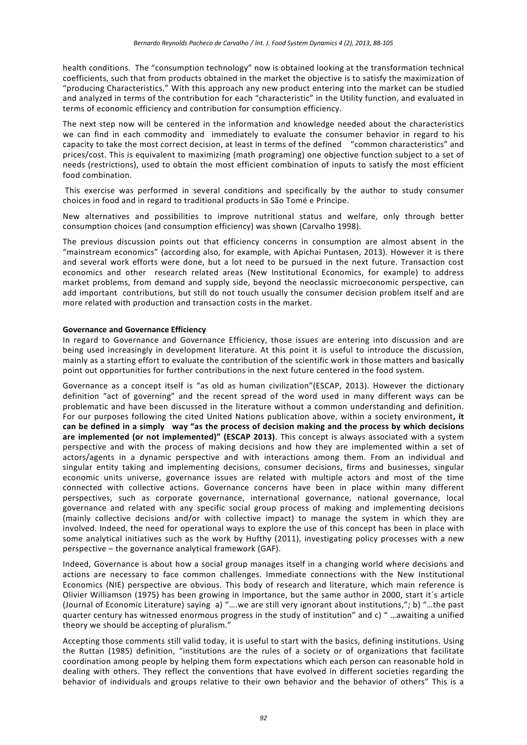health conditions. The "consumption technology" now is obtained looking at the transformation technical coefficients, such that from products obtained in the market the objective is to satisfy the maximization of "producing Characteristics." With this approach any new product entering into the market can be studied and analyzed in terms of the contribution for each "characteristic" in the Utility function, and evaluated in terms of economic efficiency and contribution for consumption efficiency.

The next step now will be centered in the information and knowledge needed about the characteristics we can find in each commodity and immediately to evaluate the consumer behavior in regard to his capacity to take the most correct decision, at least in terms of the defined "common characteristics" and prices/cost. This is equivalent to maximizing (math programing) one objective function subject to a set of needs (restrictions), used to obtain the most efficient combination of inputs to satisfy the most efficient food combination.

This exercise was performed in several conditions and specifically by the author to study consumer choices in food and in regard to traditional products in São Tomé e Principe.

New alternatives and possibilities to improve nutritional status and welfare, only through better consumption choices (and consumption efficiency) was shown (Carvalho 1998).

The previous discussion points out that efficiency concerns in consumption are almost absent in the "mainstream economics" (according also, for example, with Apichai Puntasen, 2013). However it is there and several work efforts were done, but a lot need to be pursued in the next future. Transaction cost economics and other research related areas (New Institutional Economics, for example) to address market problems, from demand and supply side, beyond the neoclassic microeconomic perspective, can add important contributions, but still do not touch usually the consumer decision problem itself and are more related with production and transaction costs in the market.

**Governance and Governance Efficiency**

In regard to Governance and Governance Efficiency, those issues are entering into discussion and are being used increasingly in development literature. At this point it is useful to introduce the discussion, mainly as a starting effort to evaluate the contribution of the scientific work in those matters and basically point out opportunities for further contributions in the next future centered in the food system.

Governance as a concept itself is "as old as human civilization"(ESCAP, 2013). However the dictionary definition "act of governing" and the recent spread of the word used in many different ways can be problematic and have been discussed in the literature without a common understanding and definition. For our purposes following the cited United Nations publication above, within a society environment**, it can be defined in a simply way "as the process of decision making and the process by which decisions are implemented (or not implemented)" (ESCAP 2013)**. This concept is always associated with a system perspective and with the process of making decisions and how they are implemented within a set of actors/agents in a dynamic perspective and with interactions among them. From an individual and singular entity taking and implementing decisions, consumer decisions, firms and businesses, singular economic units universe, governance issues are related with multiple actors and most of the time connected with collective actions. Governance concerns have been in place within many different perspectives, such as corporate governance, international governance, national governance, local governance and related with any specific social group process of making and implementing decisions (mainly collective decisions and/or with collective impact) to manage the system in which they are involved. Indeed, the need for operational ways to explore the use of this concept has been in place with some analytical initiatives such as the work by Hufthy (2011), investigating policy processes with a new perspective – the governance analytical framework (GAF).

Indeed, Governance is about how a social group manages itself in a changing world where decisions and actions are necessary to face common challenges. Immediate connections with the New Institutional Economics (NIE) perspective are obvious. This body of research and literature, which main reference is Olivier Williamson (1975) has been growing in importance, but the same author in 2000, start it´s article (Journal of Economic Literature) saying a) "….we are still very ignorant about institutions,"; b) "…the past quarter century has witnessed enormous progress in the study of institution" and c) " …awaiting a unified theory we should be accepting of pluralism."

Accepting those comments still valid today, it is useful to start with the basics, defining institutions. Using the Ruttan (1985) definition, "institutions are the rules of a society or of organizations that facilitate coordination among people by helping them form expectations which each person can reasonable hold in dealing with others. They reflect the conventions that have evolved in different societies regarding the behavior of individuals and groups relative to their own behavior and the behavior of others" This is a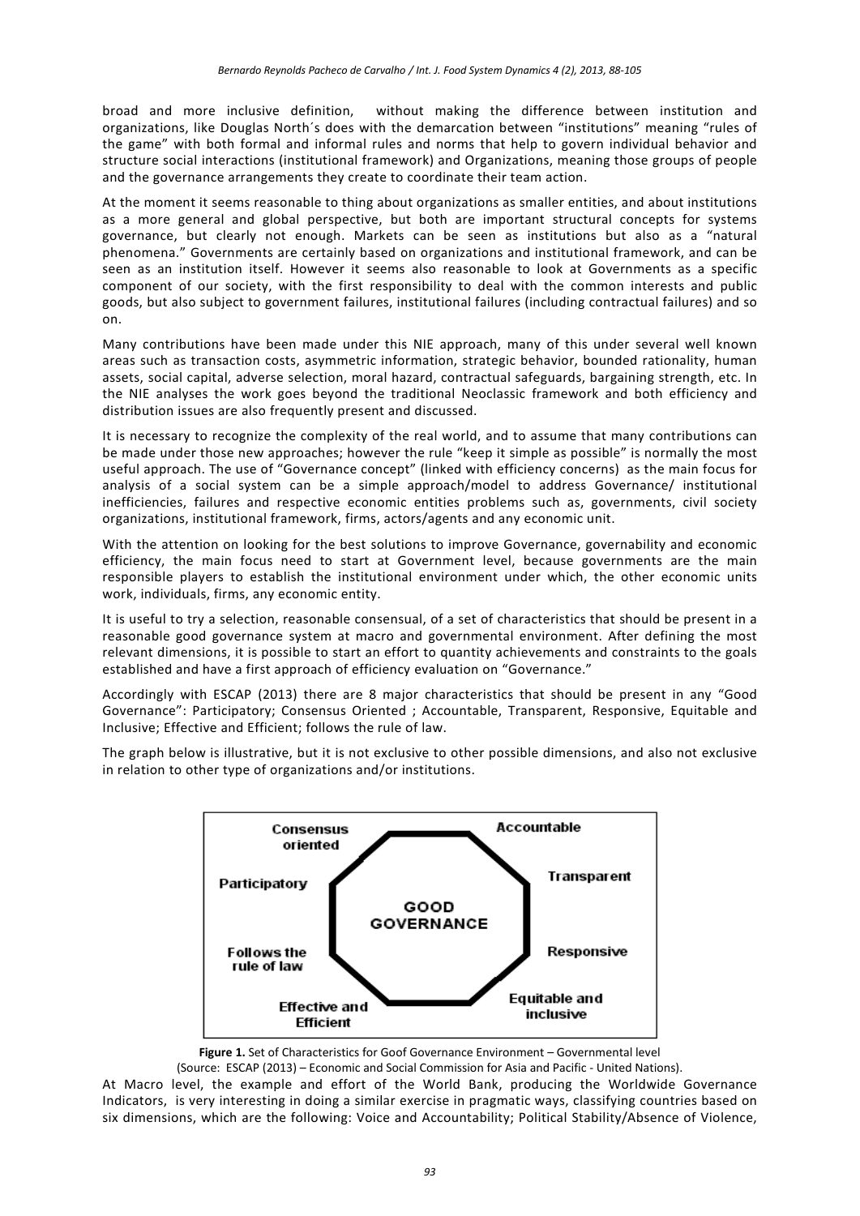broad and more inclusive definition, without making the difference between institution and organizations, like Douglas North´s does with the demarcation between "institutions" meaning "rules of the game" with both formal and informal rules and norms that help to govern individual behavior and structure social interactions (institutional framework) and Organizations, meaning those groups of people and the governance arrangements they create to coordinate their team action.

At the moment it seems reasonable to thing about organizations as smaller entities, and about institutions as a more general and global perspective, but both are important structural concepts for systems governance, but clearly not enough. Markets can be seen as institutions but also as a "natural phenomena." Governments are certainly based on organizations and institutional framework, and can be seen as an institution itself. However it seems also reasonable to look at Governments as a specific component of our society, with the first responsibility to deal with the common interests and public goods, but also subject to government failures, institutional failures (including contractual failures) and so on.

Many contributions have been made under this NIE approach, many of this under several well known areas such as transaction costs, asymmetric information, strategic behavior, bounded rationality, human assets, social capital, adverse selection, moral hazard, contractual safeguards, bargaining strength, etc. In the NIE analyses the work goes beyond the traditional Neoclassic framework and both efficiency and distribution issues are also frequently present and discussed.

It is necessary to recognize the complexity of the real world, and to assume that many contributions can be made under those new approaches; however the rule "keep it simple as possible" is normally the most useful approach. The use of "Governance concept" (linked with efficiency concerns) as the main focus for analysis of a social system can be a simple approach/model to address Governance/ institutional inefficiencies, failures and respective economic entities problems such as, governments, civil society organizations, institutional framework, firms, actors/agents and any economic unit.

With the attention on looking for the best solutions to improve Governance, governability and economic efficiency, the main focus need to start at Government level, because governments are the main responsible players to establish the institutional environment under which, the other economic units work, individuals, firms, any economic entity.

It is useful to try a selection, reasonable consensual, of a set of characteristics that should be present in a reasonable good governance system at macro and governmental environment. After defining the most relevant dimensions, it is possible to start an effort to quantity achievements and constraints to the goals established and have a first approach of efficiency evaluation on "Governance."

Accordingly with ESCAP (2013) there are 8 major characteristics that should be present in any "Good Governance": Participatory; Consensus Oriented ; Accountable, Transparent, Responsive, Equitable and Inclusive; Effective and Efficient; follows the rule of law.

The graph below is illustrative, but it is not exclusive to other possible dimensions, and also not exclusive in relation to other type of organizations and/or institutions.

GOOD GOVERNANCE: Consensus oriented; Accountable; Participatory; Transparent; Follows the rule of law; Responsive; Effective and Efficient; Equitable and inclusive

**Figure 1.** Set of Characteristics for Goof Governance Environment – Governmental level
(Source: ESCAP (2013) – Economic and Social Commission for Asia and Pacific - United Nations).

At Macro level, the example and effort of the World Bank, producing the Worldwide Governance Indicators, is very interesting in doing a similar exercise in pragmatic ways, classifying countries based on six dimensions, which are the following: Voice and Accountability; Political Stability/Absence of Violence,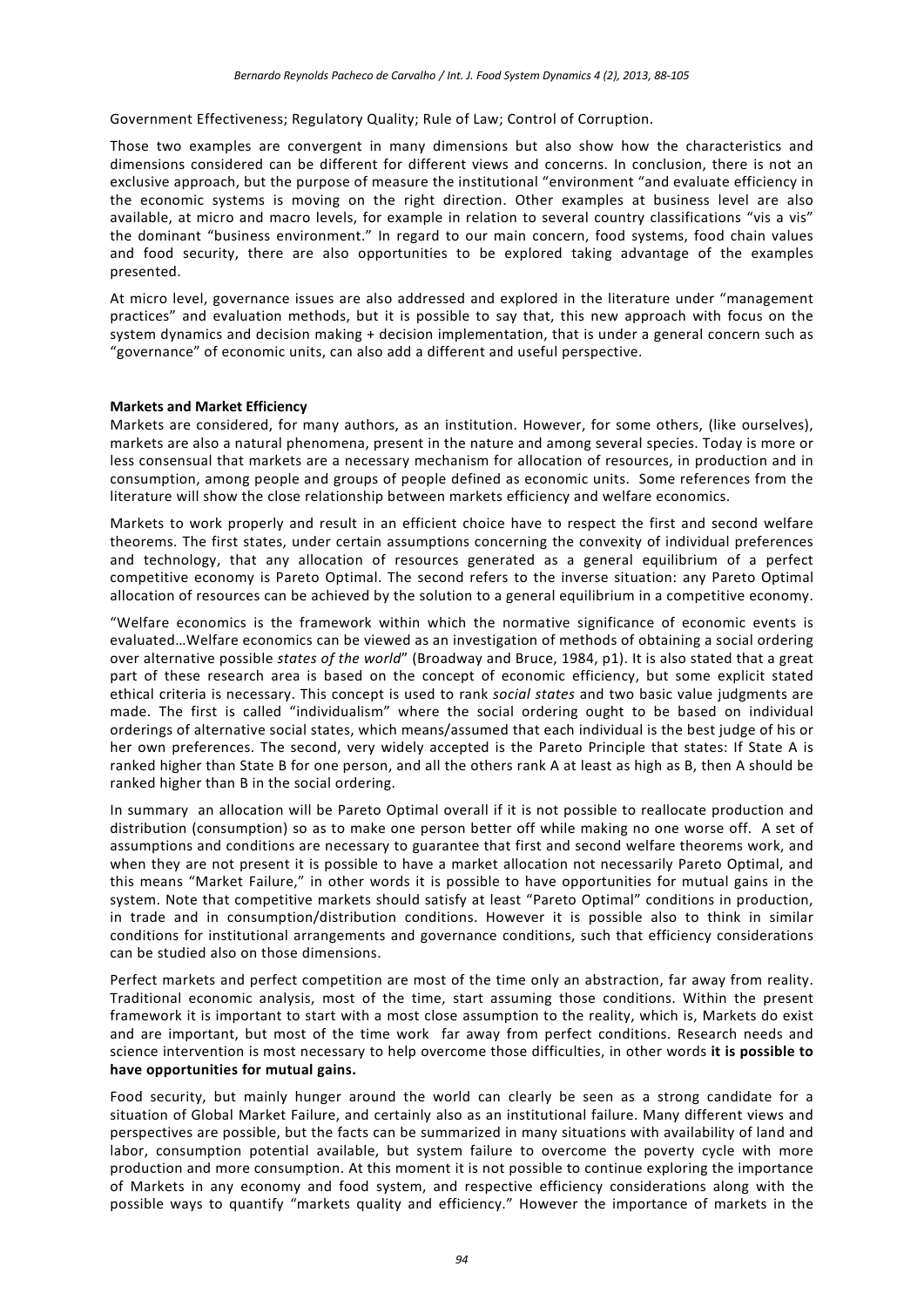Government Effectiveness; Regulatory Quality; Rule of Law; Control of Corruption.

Those two examples are convergent in many dimensions but also show how the characteristics and dimensions considered can be different for different views and concerns. In conclusion, there is not an exclusive approach, but the purpose of measure the institutional "environment "and evaluate efficiency in the economic systems is moving on the right direction. Other examples at business level are also available, at micro and macro levels, for example in relation to several country classifications "vis a vis" the dominant "business environment." In regard to our main concern, food systems, food chain values and food security, there are also opportunities to be explored taking advantage of the examples presented.

At micro level, governance issues are also addressed and explored in the literature under "management practices" and evaluation methods, but it is possible to say that, this new approach with focus on the system dynamics and decision making + decision implementation, that is under a general concern such as "governance" of economic units, can also add a different and useful perspective.

**Markets and Market Efficiency**

Markets are considered, for many authors, as an institution. However, for some others, (like ourselves), markets are also a natural phenomena, present in the nature and among several species. Today is more or less consensual that markets are a necessary mechanism for allocation of resources, in production and in consumption, among people and groups of people defined as economic units. Some references from the literature will show the close relationship between markets efficiency and welfare economics.

Markets to work properly and result in an efficient choice have to respect the first and second welfare theorems. The first states, under certain assumptions concerning the convexity of individual preferences and technology, that any allocation of resources generated as a general equilibrium of a perfect competitive economy is Pareto Optimal. The second refers to the inverse situation: any Pareto Optimal allocation of resources can be achieved by the solution to a general equilibrium in a competitive economy.

"Welfare economics is the framework within which the normative significance of economic events is evaluated…Welfare economics can be viewed as an investigation of methods of obtaining a social ordering over alternative possible *states of the world*" (Broadway and Bruce, 1984, p1). It is also stated that a great part of these research area is based on the concept of economic efficiency, but some explicit stated ethical criteria is necessary. This concept is used to rank *social states* and two basic value judgments are made. The first is called "individualism" where the social ordering ought to be based on individual orderings of alternative social states, which means/assumed that each individual is the best judge of his or her own preferences. The second, very widely accepted is the Pareto Principle that states: If State A is ranked higher than State B for one person, and all the others rank A at least as high as B, then A should be ranked higher than B in the social ordering.

In summary an allocation will be Pareto Optimal overall if it is not possible to reallocate production and distribution (consumption) so as to make one person better off while making no one worse off. A set of assumptions and conditions are necessary to guarantee that first and second welfare theorems work, and when they are not present it is possible to have a market allocation not necessarily Pareto Optimal, and this means "Market Failure," in other words it is possible to have opportunities for mutual gains in the system. Note that competitive markets should satisfy at least "Pareto Optimal" conditions in production, in trade and in consumption/distribution conditions. However it is possible also to think in similar conditions for institutional arrangements and governance conditions, such that efficiency considerations can be studied also on those dimensions.

Perfect markets and perfect competition are most of the time only an abstraction, far away from reality. Traditional economic analysis, most of the time, start assuming those conditions. Within the present framework it is important to start with a most close assumption to the reality, which is, Markets do exist and are important, but most of the time work far away from perfect conditions. Research needs and science intervention is most necessary to help overcome those difficulties, in other words **it is possible to have opportunities for mutual gains.**

Food security, but mainly hunger around the world can clearly be seen as a strong candidate for a situation of Global Market Failure, and certainly also as an institutional failure. Many different views and perspectives are possible, but the facts can be summarized in many situations with availability of land and labor, consumption potential available, but system failure to overcome the poverty cycle with more production and more consumption. At this moment it is not possible to continue exploring the importance of Markets in any economy and food system, and respective efficiency considerations along with the possible ways to quantify "markets quality and efficiency." However the importance of markets in the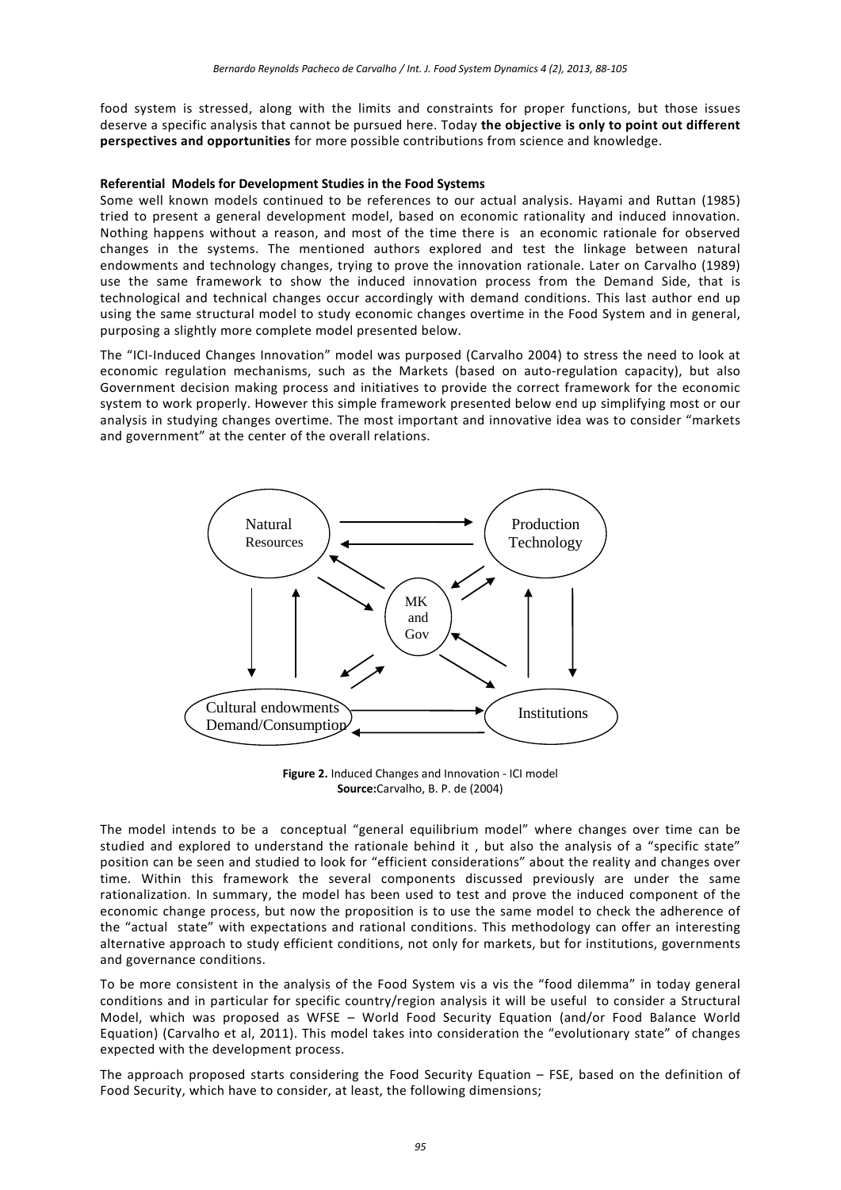food system is stressed, along with the limits and constraints for proper functions, but those issues deserve a specific analysis that cannot be pursued here. Today **the objective is only to point out different perspectives and opportunities** for more possible contributions from science and knowledge.

**Referential Models for Development Studies in the Food Systems**

Some well known models continued to be references to our actual analysis. Hayami and Ruttan (1985) tried to present a general development model, based on economic rationality and induced innovation. Nothing happens without a reason, and most of the time there is an economic rationale for observed changes in the systems. The mentioned authors explored and test the linkage between natural endowments and technology changes, trying to prove the innovation rationale. Later on Carvalho (1989) use the same framework to show the induced innovation process from the Demand Side, that is technological and technical changes occur accordingly with demand conditions. This last author end up using the same structural model to study economic changes overtime in the Food System and in general, purposing a slightly more complete model presented below.

The "ICI-Induced Changes Innovation" model was purposed (Carvalho 2004) to stress the need to look at economic regulation mechanisms, such as the Markets (based on auto-regulation capacity), but also Government decision making process and initiatives to provide the correct framework for the economic system to work properly. However this simple framework presented below end up simplifying most or our analysis in studying changes overtime. The most important and innovative idea was to consider "markets and government" at the center of the overall relations.

**Figure 2.** Induced Changes and Innovation - ICI model
**Source:** Carvalho, B. P. de (2004)

The model intends to be a conceptual "general equilibrium model" where changes over time can be studied and explored to understand the rationale behind it , but also the analysis of a "specific state" position can be seen and studied to look for "efficient considerations" about the reality and changes over time. Within this framework the several components discussed previously are under the same rationalization. In summary, the model has been used to test and prove the induced component of the economic change process, but now the proposition is to use the same model to check the adherence of the "actual state" with expectations and rational conditions. This methodology can offer an interesting alternative approach to study efficient conditions, not only for markets, but for institutions, governments and governance conditions.

To be more consistent in the analysis of the Food System vis a vis the "food dilemma" in today general conditions and in particular for specific country/region analysis it will be useful to consider a Structural Model, which was proposed as WFSE – World Food Security Equation (and/or Food Balance World Equation) (Carvalho et al, 2011). This model takes into consideration the "evolutionary state" of changes expected with the development process.

The approach proposed starts considering the Food Security Equation – FSE, based on the definition of Food Security, which have to consider, at least, the following dimensions;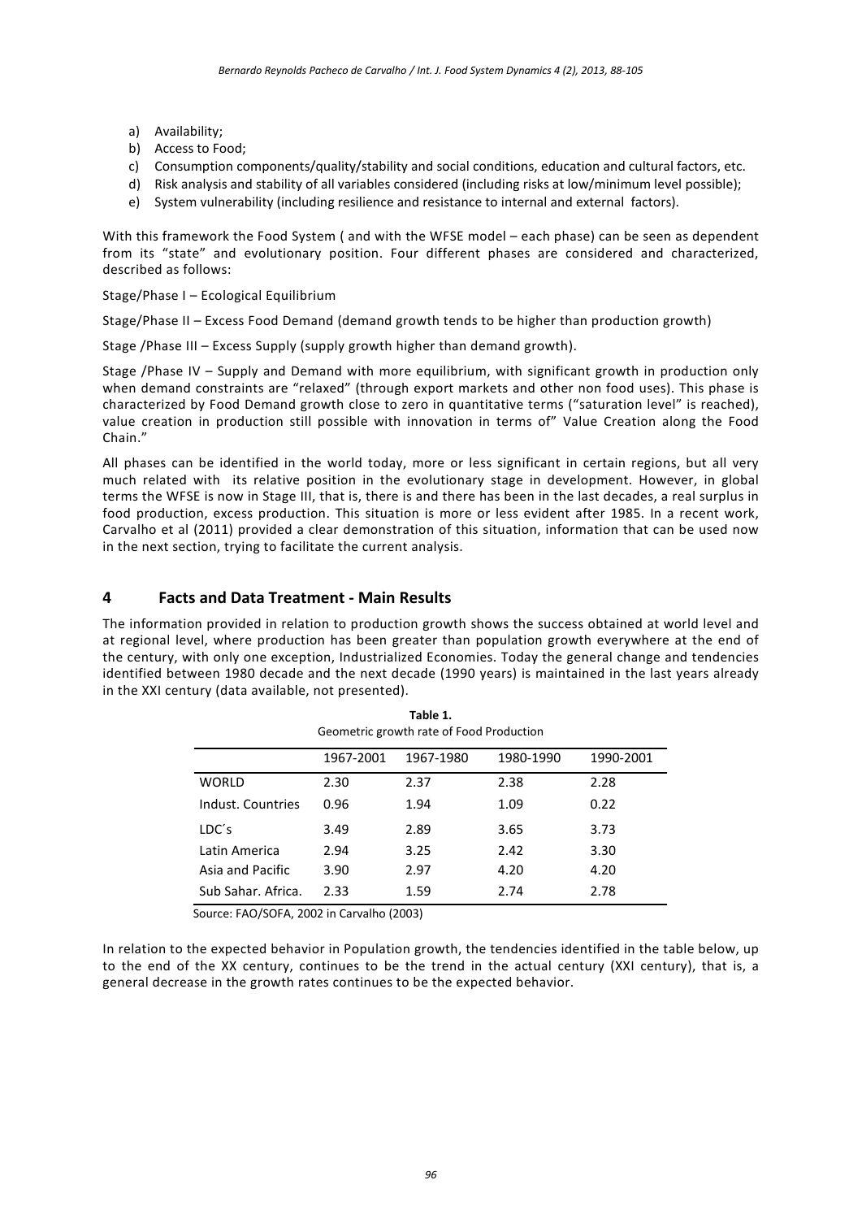a) Availability;
b) Access to Food;
c) Consumption components/quality/stability and social conditions, education and cultural factors, etc.
d) Risk analysis and stability of all variables considered (including risks at low/minimum level possible);
e) System vulnerability (including resilience and resistance to internal and external factors).

With this framework the Food System ( and with the WFSE model – each phase) can be seen as dependent from its "state" and evolutionary position. Four different phases are considered and characterized, described as follows:

Stage/Phase I – Ecological Equilibrium

Stage/Phase II – Excess Food Demand (demand growth tends to be higher than production growth)

Stage /Phase III – Excess Supply (supply growth higher than demand growth).

Stage /Phase IV – Supply and Demand with more equilibrium, with significant growth in production only when demand constraints are "relaxed" (through export markets and other non food uses). This phase is characterized by Food Demand growth close to zero in quantitative terms ("saturation level" is reached), value creation in production still possible with innovation in terms of" Value Creation along the Food Chain."

All phases can be identified in the world today, more or less significant in certain regions, but all very much related with its relative position in the evolutionary stage in development. However, in global terms the WFSE is now in Stage III, that is, there is and there has been in the last decades, a real surplus in food production, excess production. This situation is more or less evident after 1985. In a recent work, Carvalho et al (2011) provided a clear demonstration of this situation, information that can be used now in the next section, trying to facilitate the current analysis.

## 4 Facts and Data Treatment - Main Results

The information provided in relation to production growth shows the success obtained at world level and at regional level, where production has been greater than population growth everywhere at the end of the century, with only one exception, Industrialized Economies. Today the general change and tendencies identified between 1980 decade and the next decade (1990 years) is maintained in the last years already in the XXI century (data available, not presented).

**Table 1.**
Geometric growth rate of Food Production

| | 1967-2001 | 1967-1980 | 1980-1990 | 1990-2001 |
|---|---|---|---|---|
| WORLD | 2.30 | 2.37 | 2.38 | 2.28 |
| Indust. Countries | 0.96 | 1.94 | 1.09 | 0.22 |
| LDC´s | 3.49 | 2.89 | 3.65 | 3.73 |
| Latin America | 2.94 | 3.25 | 2.42 | 3.30 |
| Asia and Pacific | 3.90 | 2.97 | 4.20 | 4.20 |
| Sub Sahar. Africa. | 2.33 | 1.59 | 2.74 | 2.78 |

Source: FAO/SOFA, 2002 in Carvalho (2003)

In relation to the expected behavior in Population growth, the tendencies identified in the table below, up to the end of the XX century, continues to be the trend in the actual century (XXI century), that is, a general decrease in the growth rates continues to be the expected behavior.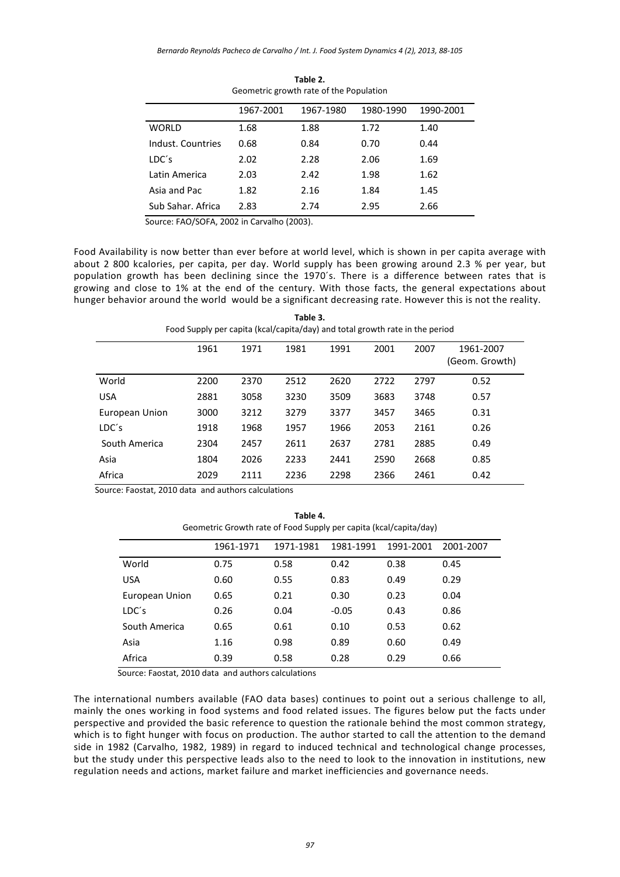**Table 2.**
Geometric growth rate of the Population

| | 1967-2001 | 1967-1980 | 1980-1990 | 1990-2001 |
|---|---|---|---|---|
| WORLD | 1.68 | 1.88 | 1.72 | 1.40 |
| Indust. Countries | 0.68 | 0.84 | 0.70 | 0.44 |
| LDC´s | 2.02 | 2.28 | 2.06 | 1.69 |
| Latin America | 2.03 | 2.42 | 1.98 | 1.62 |
| Asia and Pac | 1.82 | 2.16 | 1.84 | 1.45 |
| Sub Sahar. Africa | 2.83 | 2.74 | 2.95 | 2.66 |

Source: FAO/SOFA, 2002 in Carvalho (2003).

Food Availability is now better than ever before at world level, which is shown in per capita average with about 2 800 kcalories, per capita, per day. World supply has been growing around 2.3 % per year, but population growth has been declining since the 1970´s. There is a difference between rates that is growing and close to 1% at the end of the century. With those facts, the general expectations about hunger behavior around the world would be a significant decreasing rate. However this is not the reality.

**Table 3.**
Food Supply per capita (kcal/capita/day) and total growth rate in the period

| | 1961 | 1971 | 1981 | 1991 | 2001 | 2007 | 1961-2007 (Geom. Growth) |
|---|---|---|---|---|---|---|---|
| World | 2200 | 2370 | 2512 | 2620 | 2722 | 2797 | 0.52 |
| USA | 2881 | 3058 | 3230 | 3509 | 3683 | 3748 | 0.57 |
| European Union | 3000 | 3212 | 3279 | 3377 | 3457 | 3465 | 0.31 |
| LDC´s | 1918 | 1968 | 1957 | 1966 | 2053 | 2161 | 0.26 |
| South America | 2304 | 2457 | 2611 | 2637 | 2781 | 2885 | 0.49 |
| Asia | 1804 | 2026 | 2233 | 2441 | 2590 | 2668 | 0.85 |
| Africa | 2029 | 2111 | 2236 | 2298 | 2366 | 2461 | 0.42 |

Source: Faostat, 2010 data and authors calculations

**Table 4.**
Geometric Growth rate of Food Supply per capita (kcal/capita/day)

| | 1961-1971 | 1971-1981 | 1981-1991 | 1991-2001 | 2001-2007 |
|---|---|---|---|---|---|
| World | 0.75 | 0.58 | 0.42 | 0.38 | 0.45 |
| USA | 0.60 | 0.55 | 0.83 | 0.49 | 0.29 |
| European Union | 0.65 | 0.21 | 0.30 | 0.23 | 0.04 |
| LDC´s | 0.26 | 0.04 | -0.05 | 0.43 | 0.86 |
| South America | 0.65 | 0.61 | 0.10 | 0.53 | 0.62 |
| Asia | 1.16 | 0.98 | 0.89 | 0.60 | 0.49 |
| Africa | 0.39 | 0.58 | 0.28 | 0.29 | 0.66 |

Source: Faostat, 2010 data and authors calculations

The international numbers available (FAO data bases) continues to point out a serious challenge to all, mainly the ones working in food systems and food related issues. The figures below put the facts under perspective and provided the basic reference to question the rationale behind the most common strategy, which is to fight hunger with focus on production. The author started to call the attention to the demand side in 1982 (Carvalho, 1982, 1989) in regard to induced technical and technological change processes, but the study under this perspective leads also to the need to look to the innovation in institutions, new regulation needs and actions, market failure and market inefficiencies and governance needs.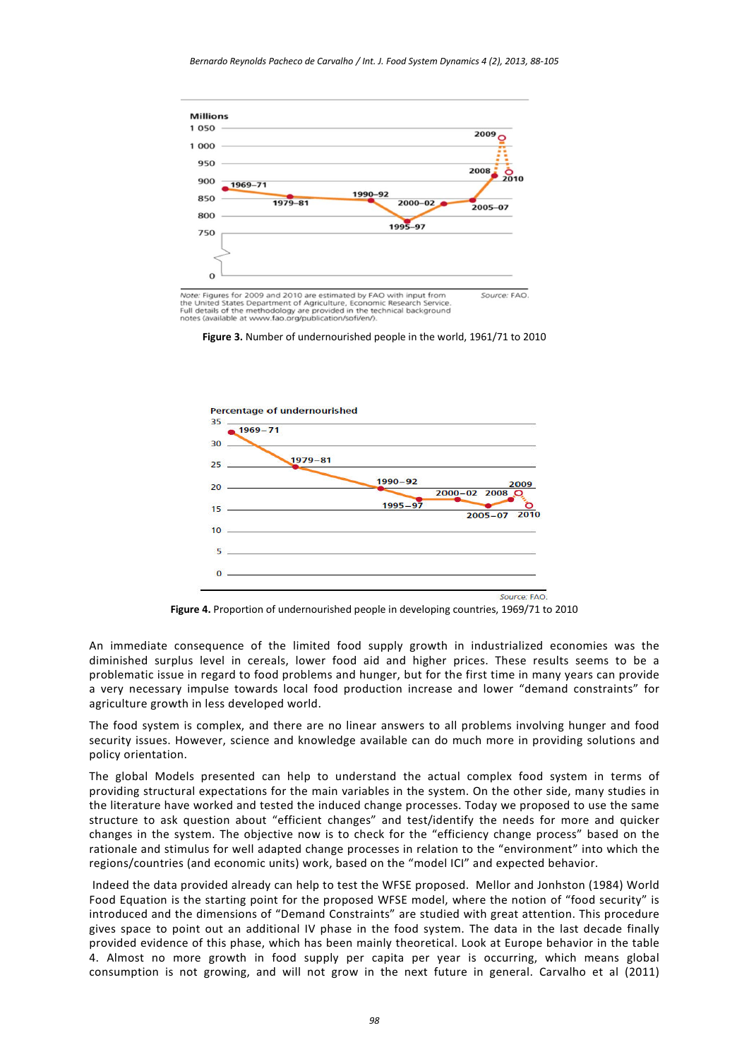Figure 3. Number of undernourished people in the world, 1961/71 to 2010

Figure 4. Proportion of undernourished people in developing countries, 1969/71 to 2010

An immediate consequence of the limited food supply growth in industrialized economies was the diminished surplus level in cereals, lower food aid and higher prices. These results seems to be a problematic issue in regard to food problems and hunger, but for the first time in many years can provide a very necessary impulse towards local food production increase and lower "demand constraints" for agriculture growth in less developed world.

The food system is complex, and there are no linear answers to all problems involving hunger and food security issues. However, science and knowledge available can do much more in providing solutions and policy orientation.

The global Models presented can help to understand the actual complex food system in terms of providing structural expectations for the main variables in the system. On the other side, many studies in the literature have worked and tested the induced change processes. Today we proposed to use the same structure to ask question about "efficient changes" and test/identify the needs for more and quicker changes in the system. The objective now is to check for the "efficiency change process" based on the rationale and stimulus for well adapted change processes in relation to the "environment" into which the regions/countries (and economic units) work, based on the "model ICI" and expected behavior.

Indeed the data provided already can help to test the WFSE proposed. Mellor and Jonhston (1984) World Food Equation is the starting point for the proposed WFSE model, where the notion of "food security" is introduced and the dimensions of "Demand Constraints" are studied with great attention. This procedure gives space to point out an additional IV phase in the food system. The data in the last decade finally provided evidence of this phase, which has been mainly theoretical. Look at Europe behavior in the table 4. Almost no more growth in food supply per capita per year is occurring, which means global consumption is not growing, and will not grow in the next future in general. Carvalho et al (2011)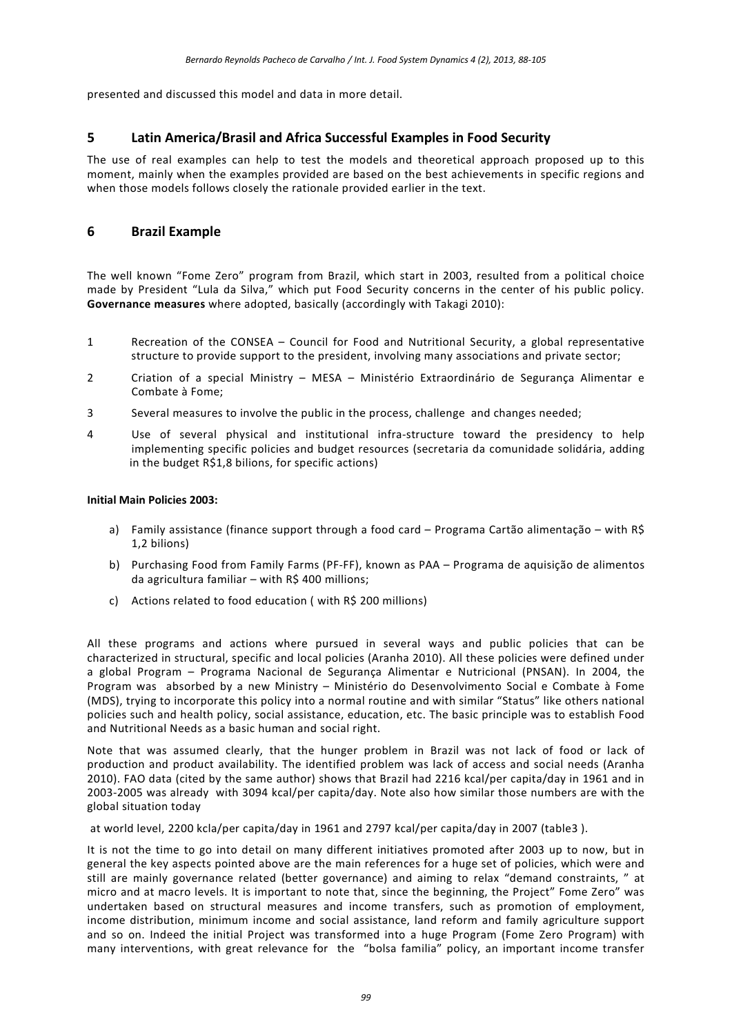presented and discussed this model and data in more detail.

## 5 Latin America/Brasil and Africa Successful Examples in Food Security

The use of real examples can help to test the models and theoretical approach proposed up to this moment, mainly when the examples provided are based on the best achievements in specific regions and when those models follows closely the rationale provided earlier in the text.

## 6 Brazil Example

The well known "Fome Zero" program from Brazil, which start in 2003, resulted from a political choice made by President "Lula da Silva," which put Food Security concerns in the center of his public policy. **Governance measures** where adopted, basically (accordingly with Takagi 2010):

1. Recreation of the CONSEA – Council for Food and Nutritional Security, a global representative structure to provide support to the president, involving many associations and private sector;
2. Criation of a special Ministry – MESA – Ministério Extraordinário de Segurança Alimentar e Combate à Fome;
3. Several measures to involve the public in the process, challenge and changes needed;
4. Use of several physical and institutional infra-structure toward the presidency to help implementing specific policies and budget resources (secretaria da comunidade solidária, adding in the budget R$1,8 bilions, for specific actions)

**Initial Main Policies 2003:**

a) Family assistance (finance support through a food card – Programa Cartão alimentação – with R$ 1,2 bilions)
b) Purchasing Food from Family Farms (PF-FF), known as PAA – Programa de aquisição de alimentos da agricultura familiar – with R$ 400 millions;
c) Actions related to food education ( with R$ 200 millions)

All these programs and actions where pursued in several ways and public policies that can be characterized in structural, specific and local policies (Aranha 2010). All these policies were defined under a global Program – Programa Nacional de Segurança Alimentar e Nutricional (PNSAN). In 2004, the Program was absorbed by a new Ministry – Ministério do Desenvolvimento Social e Combate à Fome (MDS), trying to incorporate this policy into a normal routine and with similar "Status" like others national policies such and health policy, social assistance, education, etc. The basic principle was to establish Food and Nutritional Needs as a basic human and social right.

Note that was assumed clearly, that the hunger problem in Brazil was not lack of food or lack of production and product availability. The identified problem was lack of access and social needs (Aranha 2010). FAO data (cited by the same author) shows that Brazil had 2216 kcal/per capita/day in 1961 and in 2003-2005 was already with 3094 kcal/per capita/day. Note also how similar those numbers are with the global situation today

at world level, 2200 kcla/per capita/day in 1961 and 2797 kcal/per capita/day in 2007 (table3 ).

It is not the time to go into detail on many different initiatives promoted after 2003 up to now, but in general the key aspects pointed above are the main references for a huge set of policies, which were and still are mainly governance related (better governance) and aiming to relax "demand constraints, " at micro and at macro levels. It is important to note that, since the beginning, the Project" Fome Zero" was undertaken based on structural measures and income transfers, such as promotion of employment, income distribution, minimum income and social assistance, land reform and family agriculture support and so on. Indeed the initial Project was transformed into a huge Program (Fome Zero Program) with many interventions, with great relevance for the "bolsa familia" policy, an important income transfer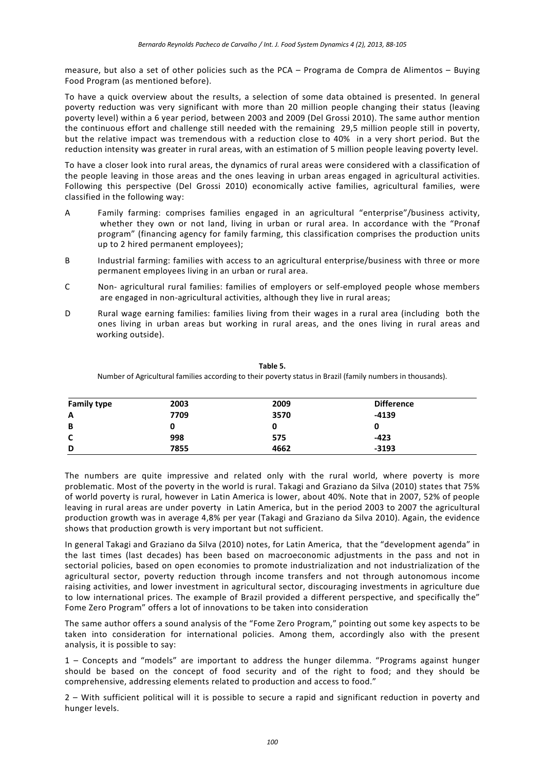measure, but also a set of other policies such as the PCA – Programa de Compra de Alimentos – Buying Food Program (as mentioned before).

To have a quick overview about the results, a selection of some data obtained is presented. In general poverty reduction was very significant with more than 20 million people changing their status (leaving poverty level) within a 6 year period, between 2003 and 2009 (Del Grossi 2010). The same author mention the continuous effort and challenge still needed with the remaining 29,5 million people still in poverty, but the relative impact was tremendous with a reduction close to 40% in a very short period. But the reduction intensity was greater in rural areas, with an estimation of 5 million people leaving poverty level.

To have a closer look into rural areas, the dynamics of rural areas were considered with a classification of the people leaving in those areas and the ones leaving in urban areas engaged in agricultural activities. Following this perspective (Del Grossi 2010) economically active families, agricultural families, were classified in the following way:

A Family farming: comprises families engaged in an agricultural "enterprise"/business activity, whether they own or not land, living in urban or rural area. In accordance with the "Pronaf program" (financing agency for family farming, this classification comprises the production units up to 2 hired permanent employees);

B Industrial farming: families with access to an agricultural enterprise/business with three or more permanent employees living in an urban or rural area.

C Non- agricultural rural families: families of employers or self-employed people whose members are engaged in non-agricultural activities, although they live in rural areas;

D Rural wage earning families: families living from their wages in a rural area (including both the ones living in urban areas but working in rural areas, and the ones living in rural areas and working outside).

**Table 5.**
Number of Agricultural families according to their poverty status in Brazil (family numbers in thousands).

| Family type | 2003 | 2009 | Difference |
|---|---|---|---|
| **A** | **7709** | **3570** | **-4139** |
| **B** | **0** | **0** | **0** |
| **C** | **998** | **575** | **-423** |
| **D** | **7855** | **4662** | **-3193** |

The numbers are quite impressive and related only with the rural world, where poverty is more problematic. Most of the poverty in the world is rural. Takagi and Graziano da Silva (2010) states that 75% of world poverty is rural, however in Latin America is lower, about 40%. Note that in 2007, 52% of people leaving in rural areas are under poverty in Latin America, but in the period 2003 to 2007 the agricultural production growth was in average 4,8% per year (Takagi and Graziano da Silva 2010). Again, the evidence shows that production growth is very important but not sufficient.

In general Takagi and Graziano da Silva (2010) notes, for Latin America, that the "development agenda" in the last times (last decades) has been based on macroeconomic adjustments in the pass and not in sectorial policies, based on open economies to promote industrialization and not industrialization of the agricultural sector, poverty reduction through income transfers and not through autonomous income raising activities, and lower investment in agricultural sector, discouraging investments in agriculture due to low international prices. The example of Brazil provided a different perspective, and specifically the" Fome Zero Program" offers a lot of innovations to be taken into consideration

The same author offers a sound analysis of the "Fome Zero Program," pointing out some key aspects to be taken into consideration for international policies. Among them, accordingly also with the present analysis, it is possible to say:

1 – Concepts and "models" are important to address the hunger dilemma. "Programs against hunger should be based on the concept of food security and of the right to food; and they should be comprehensive, addressing elements related to production and access to food."

2 – With sufficient political will it is possible to secure a rapid and significant reduction in poverty and hunger levels.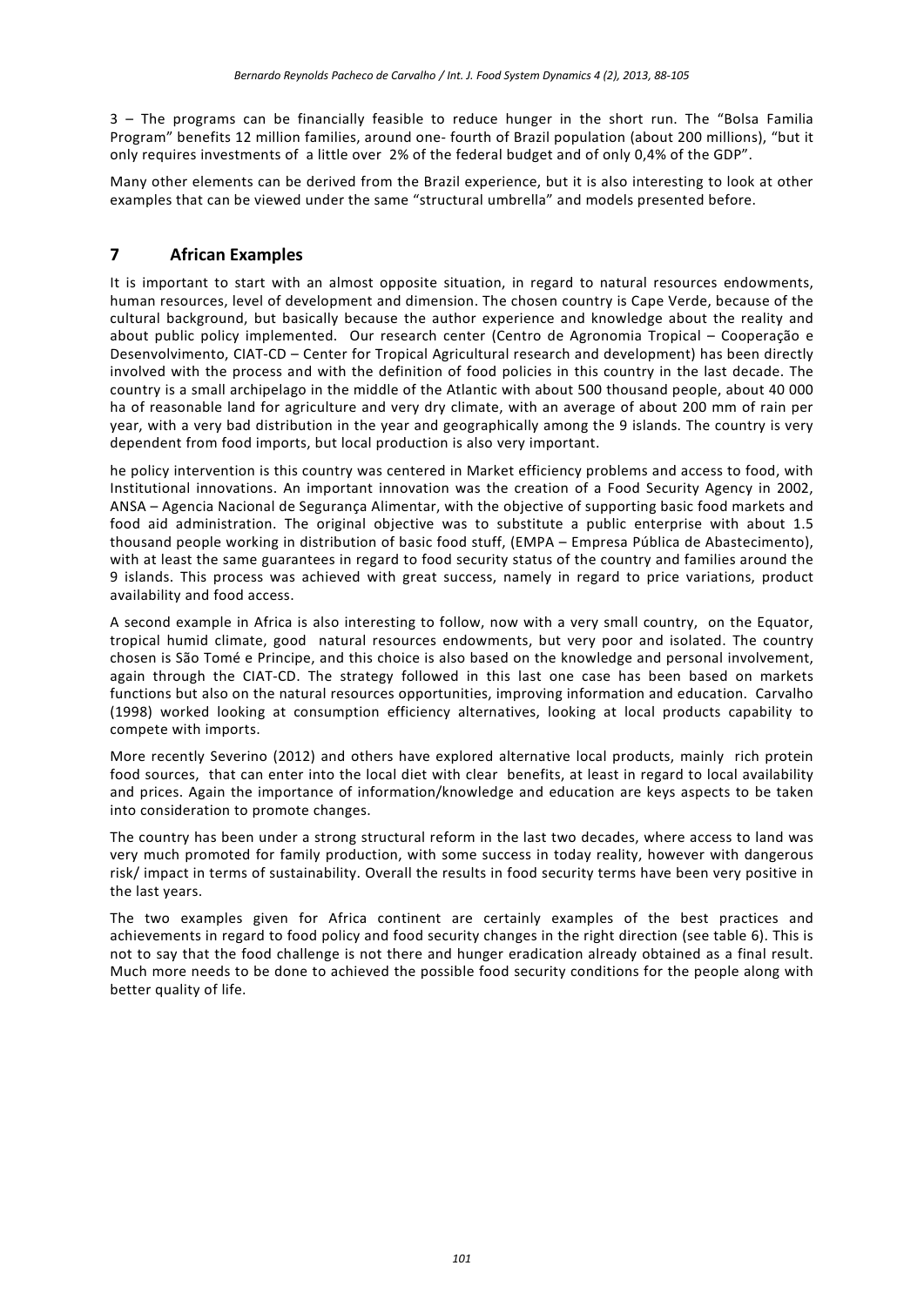3 – The programs can be financially feasible to reduce hunger in the short run. The "Bolsa Familia Program" benefits 12 million families, around one- fourth of Brazil population (about 200 millions), "but it only requires investments of a little over 2% of the federal budget and of only 0,4% of the GDP".

Many other elements can be derived from the Brazil experience, but it is also interesting to look at other examples that can be viewed under the same "structural umbrella" and models presented before.

## 7 African Examples

It is important to start with an almost opposite situation, in regard to natural resources endowments, human resources, level of development and dimension. The chosen country is Cape Verde, because of the cultural background, but basically because the author experience and knowledge about the reality and about public policy implemented. Our research center (Centro de Agronomia Tropical – Cooperação e Desenvolvimento, CIAT-CD – Center for Tropical Agricultural research and development) has been directly involved with the process and with the definition of food policies in this country in the last decade. The country is a small archipelago in the middle of the Atlantic with about 500 thousand people, about 40 000 ha of reasonable land for agriculture and very dry climate, with an average of about 200 mm of rain per year, with a very bad distribution in the year and geographically among the 9 islands. The country is very dependent from food imports, but local production is also very important.

he policy intervention is this country was centered in Market efficiency problems and access to food, with Institutional innovations. An important innovation was the creation of a Food Security Agency in 2002, ANSA – Agencia Nacional de Segurança Alimentar, with the objective of supporting basic food markets and food aid administration. The original objective was to substitute a public enterprise with about 1.5 thousand people working in distribution of basic food stuff, (EMPA – Empresa Pública de Abastecimento), with at least the same guarantees in regard to food security status of the country and families around the 9 islands. This process was achieved with great success, namely in regard to price variations, product availability and food access.

A second example in Africa is also interesting to follow, now with a very small country, on the Equator, tropical humid climate, good natural resources endowments, but very poor and isolated. The country chosen is São Tomé e Principe, and this choice is also based on the knowledge and personal involvement, again through the CIAT-CD. The strategy followed in this last one case has been based on markets functions but also on the natural resources opportunities, improving information and education. Carvalho (1998) worked looking at consumption efficiency alternatives, looking at local products capability to compete with imports.

More recently Severino (2012) and others have explored alternative local products, mainly rich protein food sources, that can enter into the local diet with clear benefits, at least in regard to local availability and prices. Again the importance of information/knowledge and education are keys aspects to be taken into consideration to promote changes.

The country has been under a strong structural reform in the last two decades, where access to land was very much promoted for family production, with some success in today reality, however with dangerous risk/ impact in terms of sustainability. Overall the results in food security terms have been very positive in the last years.

The two examples given for Africa continent are certainly examples of the best practices and achievements in regard to food policy and food security changes in the right direction (see table 6). This is not to say that the food challenge is not there and hunger eradication already obtained as a final result. Much more needs to be done to achieved the possible food security conditions for the people along with better quality of life.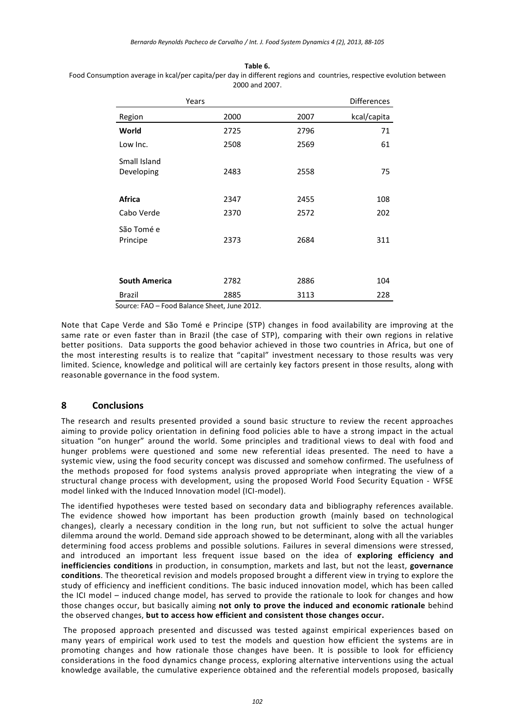**Table 6.**
Food Consumption average in kcal/per capita/per day in different regions and countries, respective evolution between 2000 and 2007.

| Years | | | Differences |
|---|---|---|---|
| Region | 2000 | 2007 | kcal/capita |
| **World** | 2725 | 2796 | 71 |
| Low Inc. | 2508 | 2569 | 61 |
| Small Island Developing | 2483 | 2558 | 75 |
| **Africa** | 2347 | 2455 | 108 |
| Cabo Verde | 2370 | 2572 | 202 |
| São Tomé e Principe | 2373 | 2684 | 311 |
| **South America** | 2782 | 2886 | 104 |
| Brazil | 2885 | 3113 | 228 |

Source: FAO – Food Balance Sheet, June 2012.

Note that Cape Verde and São Tomé e Principe (STP) changes in food availability are improving at the same rate or even faster than in Brazil (the case of STP), comparing with their own regions in relative better positions. Data supports the good behavior achieved in those two countries in Africa, but one of the most interesting results is to realize that "capital" investment necessary to those results was very limited. Science, knowledge and political will are certainly key factors present in those results, along with reasonable governance in the food system.

## 8 Conclusions

The research and results presented provided a sound basic structure to review the recent approaches aiming to provide policy orientation in defining food policies able to have a strong impact in the actual situation "on hunger" around the world. Some principles and traditional views to deal with food and hunger problems were questioned and some new referential ideas presented. The need to have a systemic view, using the food security concept was discussed and somehow confirmed. The usefulness of the methods proposed for food systems analysis proved appropriate when integrating the view of a structural change process with development, using the proposed World Food Security Equation - WFSE model linked with the Induced Innovation model (ICI-model).

The identified hypotheses were tested based on secondary data and bibliography references available. The evidence showed how important has been production growth (mainly based on technological changes), clearly a necessary condition in the long run, but not sufficient to solve the actual hunger dilemma around the world. Demand side approach showed to be determinant, along with all the variables determining food access problems and possible solutions. Failures in several dimensions were stressed, and introduced an important less frequent issue based on the idea of **exploring efficiency and inefficiencies conditions** in production, in consumption, markets and last, but not the least, **governance conditions**. The theoretical revision and models proposed brought a different view in trying to explore the study of efficiency and inefficient conditions. The basic induced innovation model, which has been called the ICI model – induced change model, has served to provide the rationale to look for changes and how those changes occur, but basically aiming **not only to prove the induced and economic rationale** behind the observed changes, **but to access how efficient and consistent those changes occur.**

The proposed approach presented and discussed was tested against empirical experiences based on many years of empirical work used to test the models and question how efficient the systems are in promoting changes and how rationale those changes have been. It is possible to look for efficiency considerations in the food dynamics change process, exploring alternative interventions using the actual knowledge available, the cumulative experience obtained and the referential models proposed, basically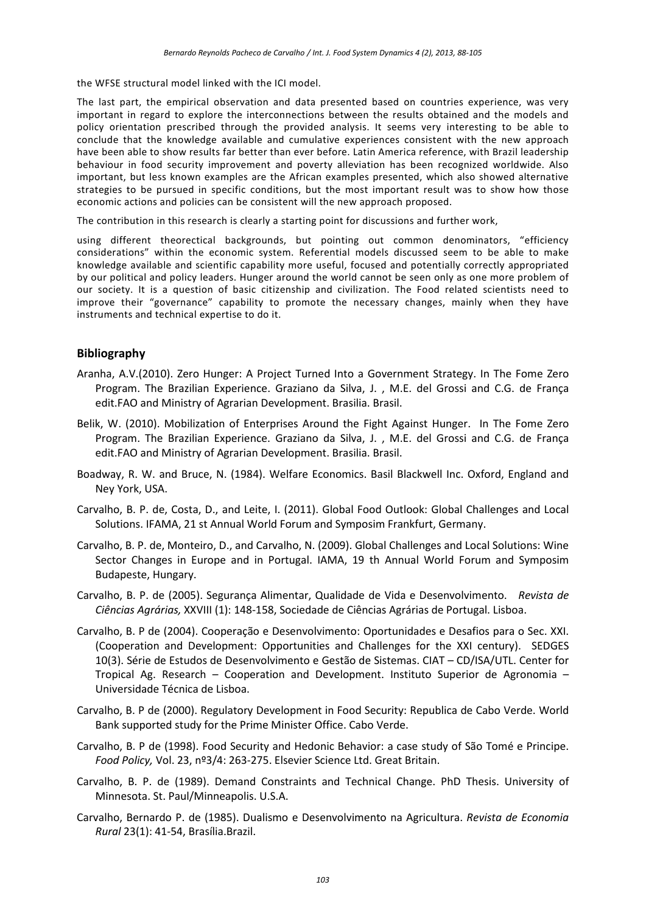the WFSE structural model linked with the ICI model.

The last part, the empirical observation and data presented based on countries experience, was very important in regard to explore the interconnections between the results obtained and the models and policy orientation prescribed through the provided analysis. It seems very interesting to be able to conclude that the knowledge available and cumulative experiences consistent with the new approach have been able to show results far better than ever before. Latin America reference, with Brazil leadership behaviour in food security improvement and poverty alleviation has been recognized worldwide. Also important, but less known examples are the African examples presented, which also showed alternative strategies to be pursued in specific conditions, but the most important result was to show how those economic actions and policies can be consistent will the new approach proposed.

The contribution in this research is clearly a starting point for discussions and further work,

using different theorectical backgrounds, but pointing out common denominators, "efficiency considerations" within the economic system. Referential models discussed seem to be able to make knowledge available and scientific capability more useful, focused and potentially correctly appropriated by our political and policy leaders. Hunger around the world cannot be seen only as one more problem of our society. It is a question of basic citizenship and civilization. The Food related scientists need to improve their "governance" capability to promote the necessary changes, mainly when they have instruments and technical expertise to do it.

## Bibliography

Aranha, A.V.(2010). Zero Hunger: A Project Turned Into a Government Strategy. In The Fome Zero Program. The Brazilian Experience. Graziano da Silva, J. , M.E. del Grossi and C.G. de França edit.FAO and Ministry of Agrarian Development. Brasilia. Brasil.

Belik, W. (2010). Mobilization of Enterprises Around the Fight Against Hunger. In The Fome Zero Program. The Brazilian Experience. Graziano da Silva, J. , M.E. del Grossi and C.G. de França edit.FAO and Ministry of Agrarian Development. Brasilia. Brasil.

Boadway, R. W. and Bruce, N. (1984). Welfare Economics. Basil Blackwell Inc. Oxford, England and Ney York, USA.

Carvalho, B. P. de, Costa, D., and Leite, I. (2011). Global Food Outlook: Global Challenges and Local Solutions. IFAMA, 21 st Annual World Forum and Symposim Frankfurt, Germany.

Carvalho, B. P. de, Monteiro, D., and Carvalho, N. (2009). Global Challenges and Local Solutions: Wine Sector Changes in Europe and in Portugal. IAMA, 19 th Annual World Forum and Symposim Budapeste, Hungary.

Carvalho, B. P. de (2005). Segurança Alimentar, Qualidade de Vida e Desenvolvimento. *Revista de Ciências Agrárias,* XXVIII (1): 148-158, Sociedade de Ciências Agrárias de Portugal. Lisboa.

Carvalho, B. P de (2004). Cooperação e Desenvolvimento: Oportunidades e Desafios para o Sec. XXI. (Cooperation and Development: Opportunities and Challenges for the XXI century). SEDGES 10(3). Série de Estudos de Desenvolvimento e Gestão de Sistemas. CIAT – CD/ISA/UTL. Center for Tropical Ag. Research – Cooperation and Development. Instituto Superior de Agronomia – Universidade Técnica de Lisboa.

Carvalho, B. P de (2000). Regulatory Development in Food Security: Republica de Cabo Verde. World Bank supported study for the Prime Minister Office. Cabo Verde.

Carvalho, B. P de (1998). Food Security and Hedonic Behavior: a case study of São Tomé e Principe. *Food Policy,* Vol. 23, nº3/4: 263-275. Elsevier Science Ltd. Great Britain.

Carvalho, B. P. de (1989). Demand Constraints and Technical Change. PhD Thesis. University of Minnesota. St. Paul/Minneapolis. U.S.A.

Carvalho, Bernardo P. de (1985). Dualismo e Desenvolvimento na Agricultura. *Revista de Economia Rural* 23(1): 41-54, Brasília.Brazil.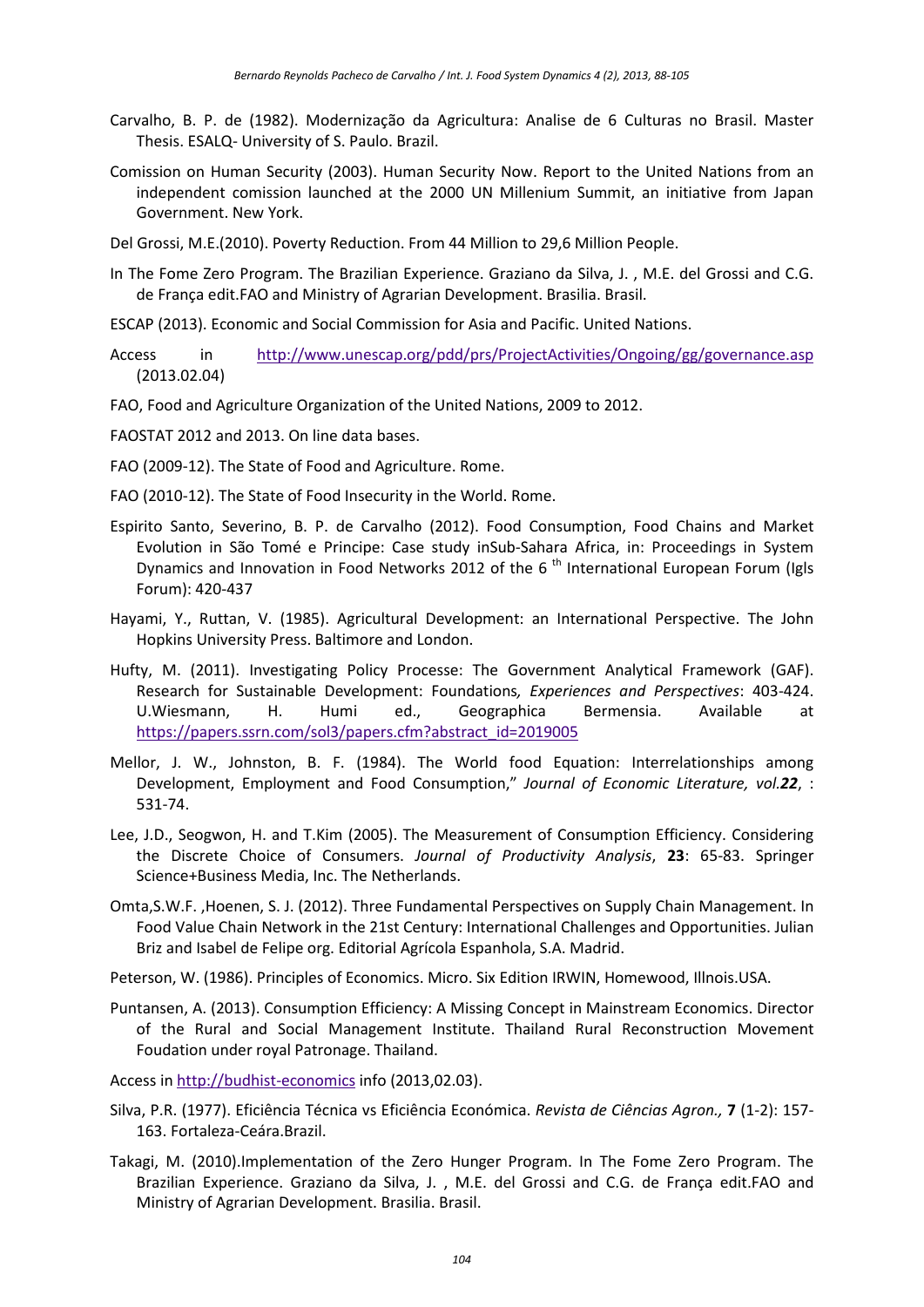Carvalho, B. P. de (1982). Modernização da Agricultura: Analise de 6 Culturas no Brasil. Master Thesis. ESALQ- University of S. Paulo. Brazil.

Comission on Human Security (2003). Human Security Now. Report to the United Nations from an independent comission launched at the 2000 UN Millenium Summit, an initiative from Japan Government. New York.

Del Grossi, M.E.(2010). Poverty Reduction. From 44 Million to 29,6 Million People.

In The Fome Zero Program. The Brazilian Experience. Graziano da Silva, J. , M.E. del Grossi and C.G. de França edit.FAO and Ministry of Agrarian Development. Brasilia. Brasil.

ESCAP (2013). Economic and Social Commission for Asia and Pacific. United Nations.

Access in http://www.unescap.org/pdd/prs/ProjectActivities/Ongoing/gg/governance.asp (2013.02.04)

FAO, Food and Agriculture Organization of the United Nations, 2009 to 2012.

FAOSTAT 2012 and 2013. On line data bases.

FAO (2009-12). The State of Food and Agriculture. Rome.

FAO (2010-12). The State of Food Insecurity in the World. Rome.

Espirito Santo, Severino, B. P. de Carvalho (2012). Food Consumption, Food Chains and Market Evolution in São Tomé e Principe: Case study inSub-Sahara Africa, in: Proceedings in System Dynamics and Innovation in Food Networks 2012 of the 6 th International European Forum (Igls Forum): 420-437

Hayami, Y., Ruttan, V. (1985). Agricultural Development: an International Perspective. The John Hopkins University Press. Baltimore and London.

Hufty, M. (2011). Investigating Policy Processe: The Government Analytical Framework (GAF). Research for Sustainable Development: Foundations*, Experiences and Perspectives*: 403-424. U.Wiesmann, H. Humi ed., Geographica Bermensia. Available at https://papers.ssrn.com/sol3/papers.cfm?abstract_id=2019005

Mellor, J. W., Johnston, B. F. (1984). The World food Equation: Interrelationships among Development, Employment and Food Consumption," *Journal of Economic Literature, vol.**22***, : 531-74.

Lee, J.D., Seogwon, H. and T.Kim (2005). The Measurement of Consumption Efficiency. Considering the Discrete Choice of Consumers. *Journal of Productivity Analysis*, **23**: 65-83. Springer Science+Business Media, Inc. The Netherlands.

Omta,S.W.F. ,Hoenen, S. J. (2012). Three Fundamental Perspectives on Supply Chain Management. In Food Value Chain Network in the 21st Century: International Challenges and Opportunities. Julian Briz and Isabel de Felipe org. Editorial Agrícola Espanhola, S.A. Madrid.

Peterson, W. (1986). Principles of Economics. Micro. Six Edition IRWIN, Homewood, Illnois.USA.

Puntansen, A. (2013). Consumption Efficiency: A Missing Concept in Mainstream Economics. Director of the Rural and Social Management Institute. Thailand Rural Reconstruction Movement Foudation under royal Patronage. Thailand.

Access in http://budhist-economics info (2013,02.03).

Silva, P.R. (1977). Eficiência Técnica vs Eficiência Económica. *Revista de Ciências Agron.,* **7** (1-2): 157-163. Fortaleza-Ceára.Brazil.

Takagi, M. (2010).Implementation of the Zero Hunger Program. In The Fome Zero Program. The Brazilian Experience. Graziano da Silva, J. , M.E. del Grossi and C.G. de França edit.FAO and Ministry of Agrarian Development. Brasilia. Brasil.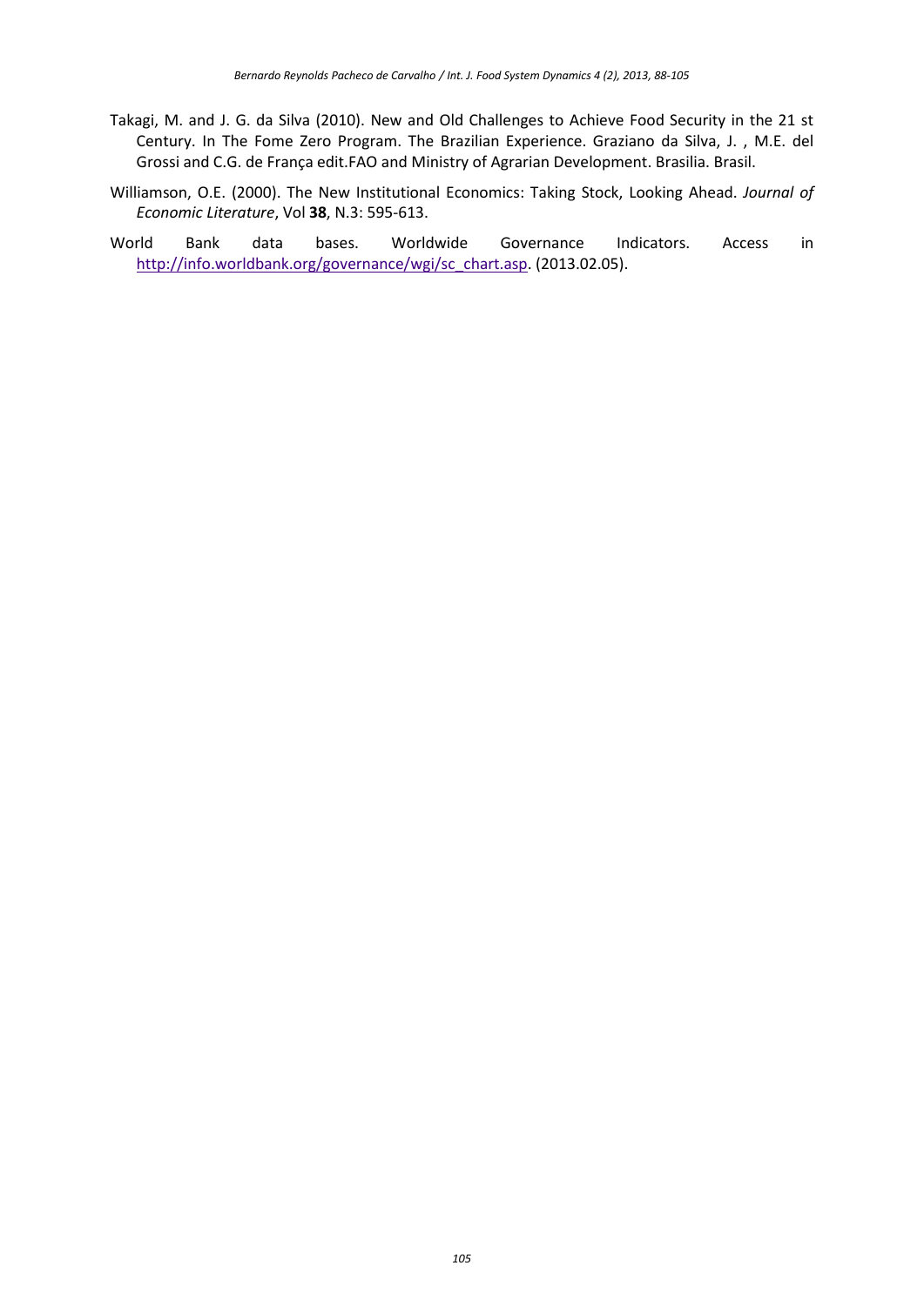Takagi, M. and J. G. da Silva (2010). New and Old Challenges to Achieve Food Security in the 21 st Century. In The Fome Zero Program. The Brazilian Experience. Graziano da Silva, J. , M.E. del Grossi and C.G. de França edit.FAO and Ministry of Agrarian Development. Brasilia. Brasil.

Williamson, O.E. (2000). The New Institutional Economics: Taking Stock, Looking Ahead. *Journal of Economic Literature*, Vol **38**, N.3: 595-613.

World Bank data bases. Worldwide Governance Indicators. Access in http://info.worldbank.org/governance/wgi/sc_chart.asp. (2013.02.05).